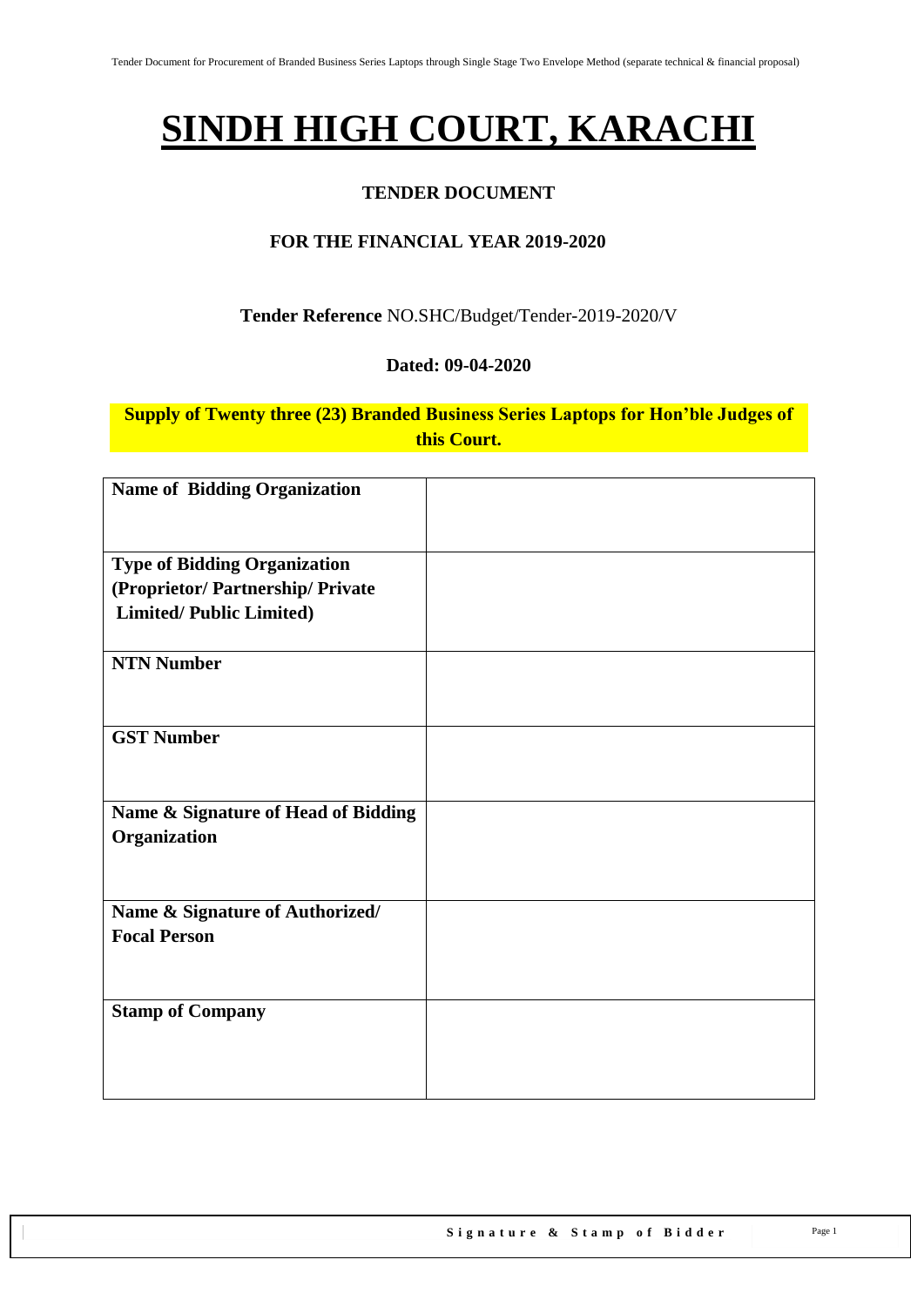# SINDH HIGH COURT, KARACHI

## TENDER DOCUMENT

### FOR THE FINANCIAL YEAR 2019-2020

**Tender Reference** NO.SHC/Budget/Tender-2019-2020/V

**Dated: 09-04-2020**

**Supply of Twenty three (23) Branded Business Series Laptops for Hon'ble Judges of this Court.**

| | |
|---|---|
| **Name of Bidding Organization** | |
| **Type of Bidding Organization (Proprietor/ Partnership/ Private Limited/ Public Limited)** | |
| **NTN Number** | |
| **GST Number** | |
| **Name & Signature of Head of Bidding Organization** | |
| **Name & Signature of Authorized/ Focal Person** | |
| **Stamp of Company** | |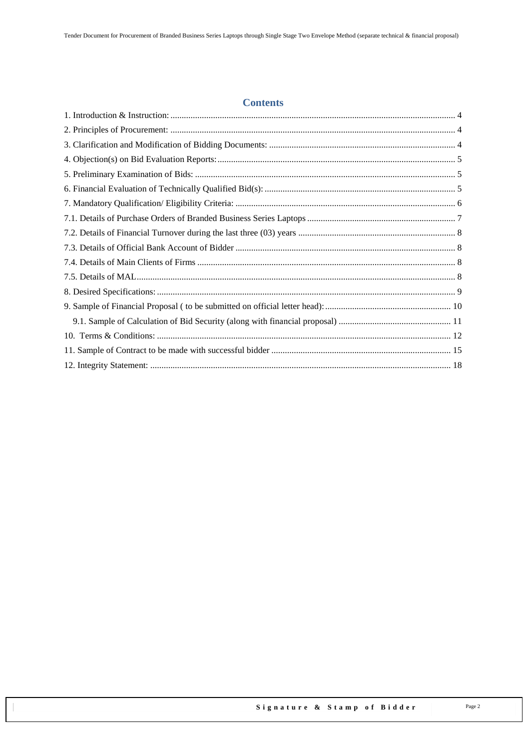## Contents

1. Introduction & Instruction: ..... 4
2. Principles of Procurement: ..... 4
3. Clarification and Modification of Bidding Documents: ..... 4
4. Objection(s) on Bid Evaluation Reports: ..... 5
5. Preliminary Examination of Bids: ..... 5
6. Financial Evaluation of Technically Qualified Bid(s): ..... 5
7. Mandatory Qualification/ Eligibility Criteria: ..... 6
7.1. Details of Purchase Orders of Branded Business Series Laptops ..... 7
7.2. Details of Financial Turnover during the last three (03) years ..... 8
7.3. Details of Official Bank Account of Bidder ..... 8
7.4. Details of Main Clients of Firms ..... 8
7.5. Details of MAL ..... 8
8. Desired Specifications: ..... 9
9. Sample of Financial Proposal ( to be submitted on official letter head): ..... 10
    9.1. Sample of Calculation of Bid Security (along with financial proposal) ..... 11
10. Terms & Conditions: ..... 12
11. Sample of Contract to be made with successful bidder ..... 15
12. Integrity Statement: ..... 18

**Signature & Stamp of Bidder**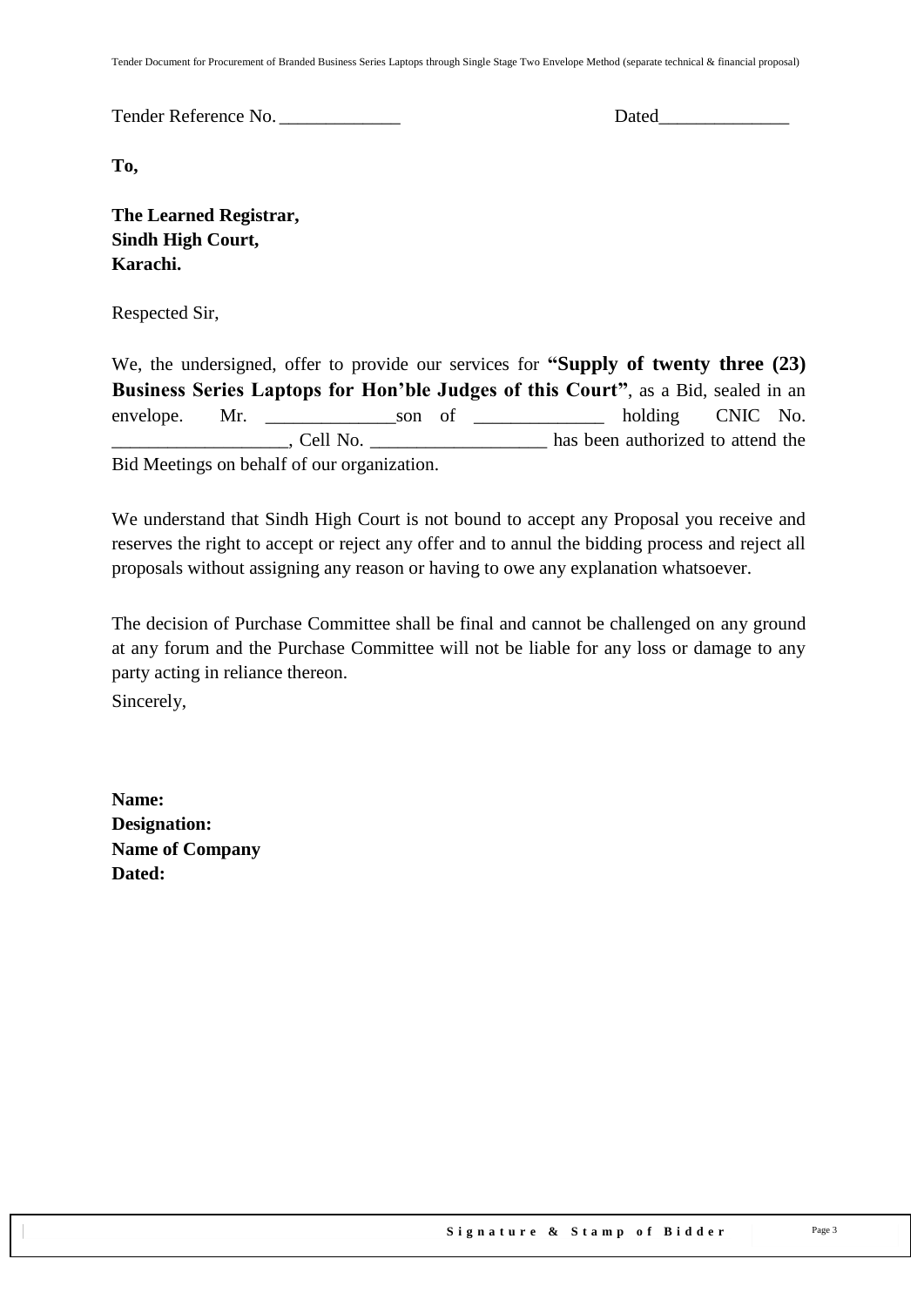Tender Reference No. _____________ Dated______________

**To,**

**The Learned Registrar,**
**Sindh High Court,**
**Karachi.**

Respected Sir,

We, the undersigned, offer to provide our services for **"Supply of twenty three (23) Business Series Laptops for Hon'ble Judges of this Court"**, as a Bid, sealed in an envelope. Mr. ______________son of ______________ holding CNIC No. ___________________, Cell No. ___________________ has been authorized to attend the Bid Meetings on behalf of our organization.

We understand that Sindh High Court is not bound to accept any Proposal you receive and reserves the right to accept or reject any offer and to annul the bidding process and reject all proposals without assigning any reason or having to owe any explanation whatsoever.

The decision of Purchase Committee shall be final and cannot be challenged on any ground at any forum and the Purchase Committee will not be liable for any loss or damage to any party acting in reliance thereon.

Sincerely,

**Name:**
**Designation:**
**Name of Company**
**Dated:**

**Signature & Stamp of Bidder**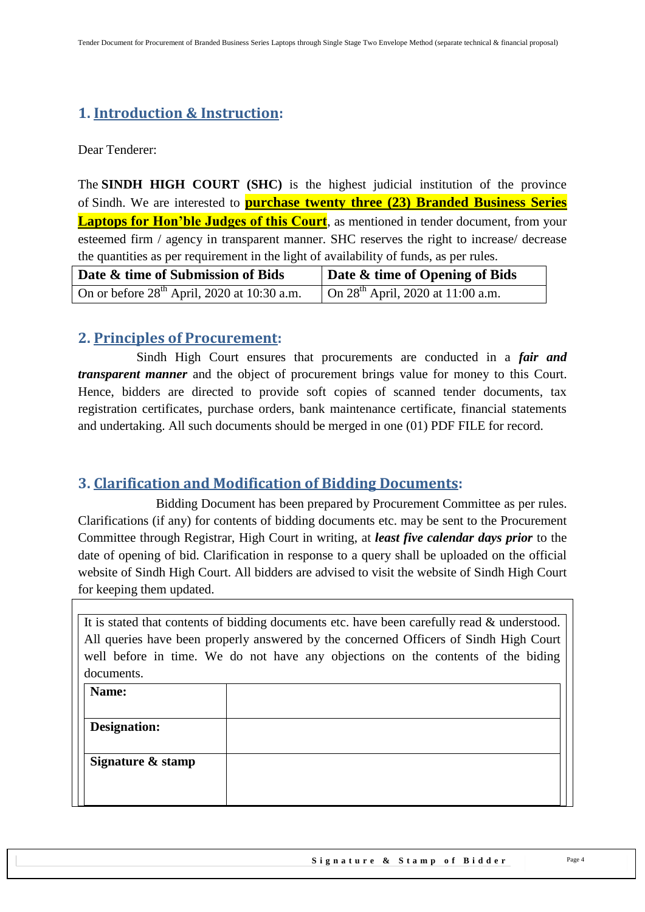## 1. Introduction & Instruction:

Dear Tenderer:

The **SINDH HIGH COURT (SHC)** is the highest judicial institution of the province of Sindh. We are interested to **purchase twenty three (23) Branded Business Series Laptops for Hon'ble Judges of this Court**, as mentioned in tender document, from your esteemed firm / agency in transparent manner. SHC reserves the right to increase/ decrease the quantities as per requirement in the light of availability of funds, as per rules.

| Date & time of Submission of Bids | Date & time of Opening of Bids |
|---|---|
| On or before 28th April, 2020 at 10:30 a.m. | On 28th April, 2020 at 11:00 a.m. |

## 2. Principles of Procurement:

Sindh High Court ensures that procurements are conducted in a ***fair and transparent manner*** and the object of procurement brings value for money to this Court. Hence, bidders are directed to provide soft copies of scanned tender documents, tax registration certificates, purchase orders, bank maintenance certificate, financial statements and undertaking. All such documents should be merged in one (01) PDF FILE for record.

## 3. Clarification and Modification of Bidding Documents:

Bidding Document has been prepared by Procurement Committee as per rules. Clarifications (if any) for contents of bidding documents etc. may be sent to the Procurement Committee through Registrar, High Court in writing, at ***least five calendar days prior*** to the date of opening of bid. Clarification in response to a query shall be uploaded on the official website of Sindh High Court. All bidders are advised to visit the website of Sindh High Court for keeping them updated.

It is stated that contents of bidding documents etc. have been carefully read & understood. All queries have been properly answered by the concerned Officers of Sindh High Court well before in time. We do not have any objections on the contents of the biding documents.

| **Name:** | |
|---|---|
| **Designation:** | |
| **Signature & stamp** | |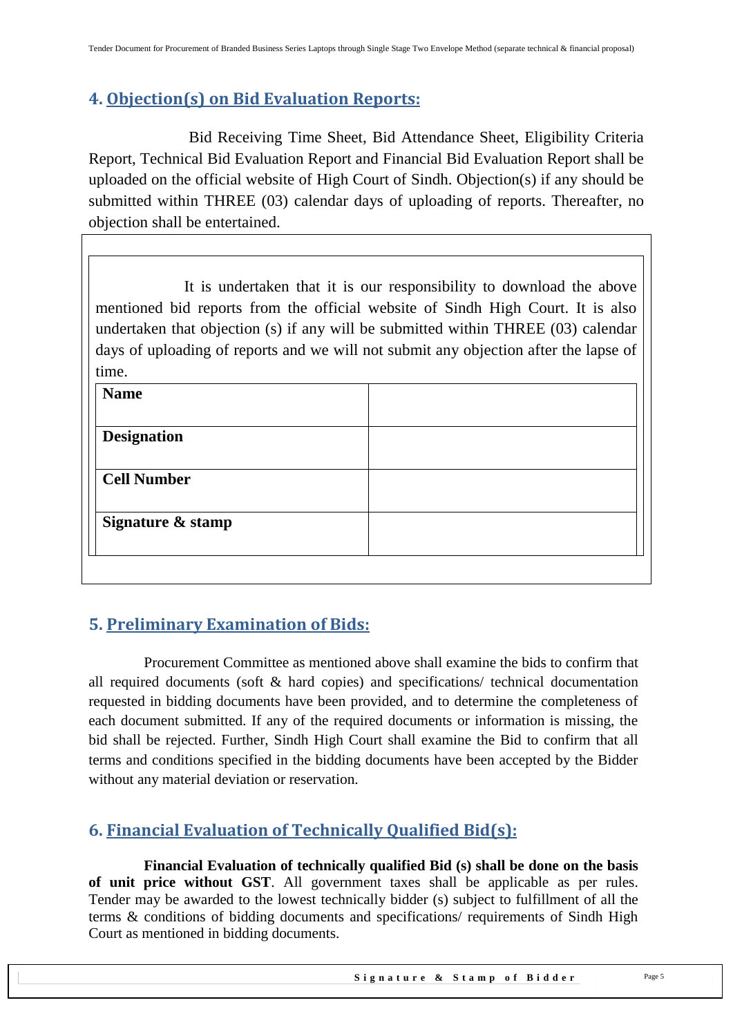## 4. Objection(s) on Bid Evaluation Reports:

Bid Receiving Time Sheet, Bid Attendance Sheet, Eligibility Criteria Report, Technical Bid Evaluation Report and Financial Bid Evaluation Report shall be uploaded on the official website of High Court of Sindh. Objection(s) if any should be submitted within THREE (03) calendar days of uploading of reports. Thereafter, no objection shall be entertained.

It is undertaken that it is our responsibility to download the above mentioned bid reports from the official website of Sindh High Court. It is also undertaken that objection (s) if any will be submitted within THREE (03) calendar days of uploading of reports and we will not submit any objection after the lapse of time.

| **Name** | |
|---|---|
| **Designation** | |
| **Cell Number** | |
| **Signature & stamp** | |

## 5. Preliminary Examination of Bids:

Procurement Committee as mentioned above shall examine the bids to confirm that all required documents (soft & hard copies) and specifications/ technical documentation requested in bidding documents have been provided, and to determine the completeness of each document submitted. If any of the required documents or information is missing, the bid shall be rejected. Further, Sindh High Court shall examine the Bid to confirm that all terms and conditions specified in the bidding documents have been accepted by the Bidder without any material deviation or reservation.

## 6. Financial Evaluation of Technically Qualified Bid(s):

**Financial Evaluation of technically qualified Bid (s) shall be done on the basis of unit price without GST**. All government taxes shall be applicable as per rules. Tender may be awarded to the lowest technically bidder (s) subject to fulfillment of all the terms & conditions of bidding documents and specifications/ requirements of Sindh High Court as mentioned in bidding documents.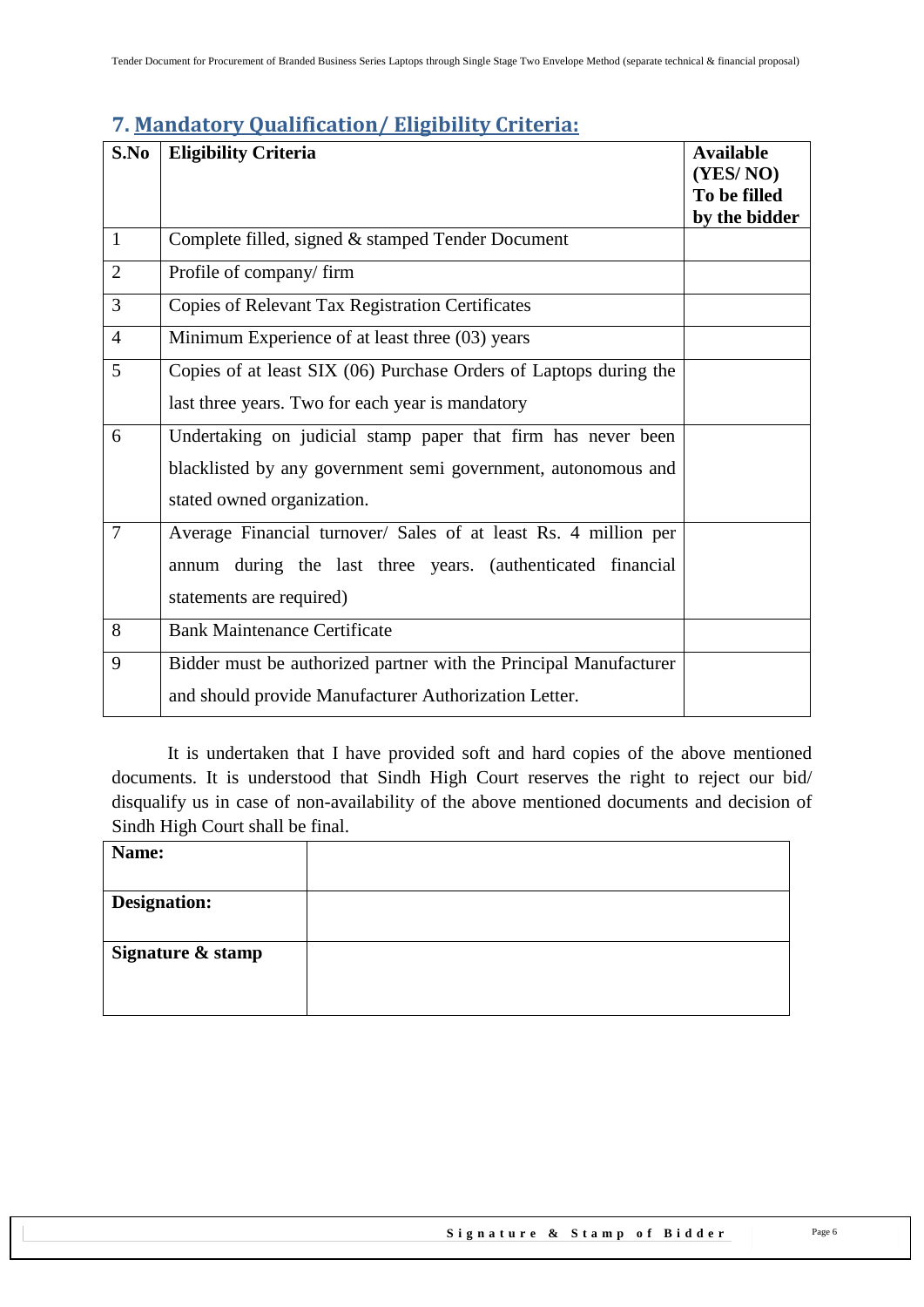## 7. Mandatory Qualification/ Eligibility Criteria:

| S.No | Eligibility Criteria | Available (YES/ NO) To be filled by the bidder |
|---|---|---|
| 1 | Complete filled, signed & stamped Tender Document | |
| 2 | Profile of company/ firm | |
| 3 | Copies of Relevant Tax Registration Certificates | |
| 4 | Minimum Experience of at least three (03) years | |
| 5 | Copies of at least SIX (06) Purchase Orders of Laptops during the last three years. Two for each year is mandatory | |
| 6 | Undertaking on judicial stamp paper that firm has never been blacklisted by any government semi government, autonomous and stated owned organization. | |
| 7 | Average Financial turnover/ Sales of at least Rs. 4 million per annum during the last three years. (authenticated financial statements are required) | |
| 8 | Bank Maintenance Certificate | |
| 9 | Bidder must be authorized partner with the Principal Manufacturer and should provide Manufacturer Authorization Letter. | |

It is undertaken that I have provided soft and hard copies of the above mentioned documents. It is understood that Sindh High Court reserves the right to reject our bid/ disqualify us in case of non-availability of the above mentioned documents and decision of Sindh High Court shall be final.

| **Name:** | |
|---|---|
| **Designation:** | |
| **Signature & stamp** | |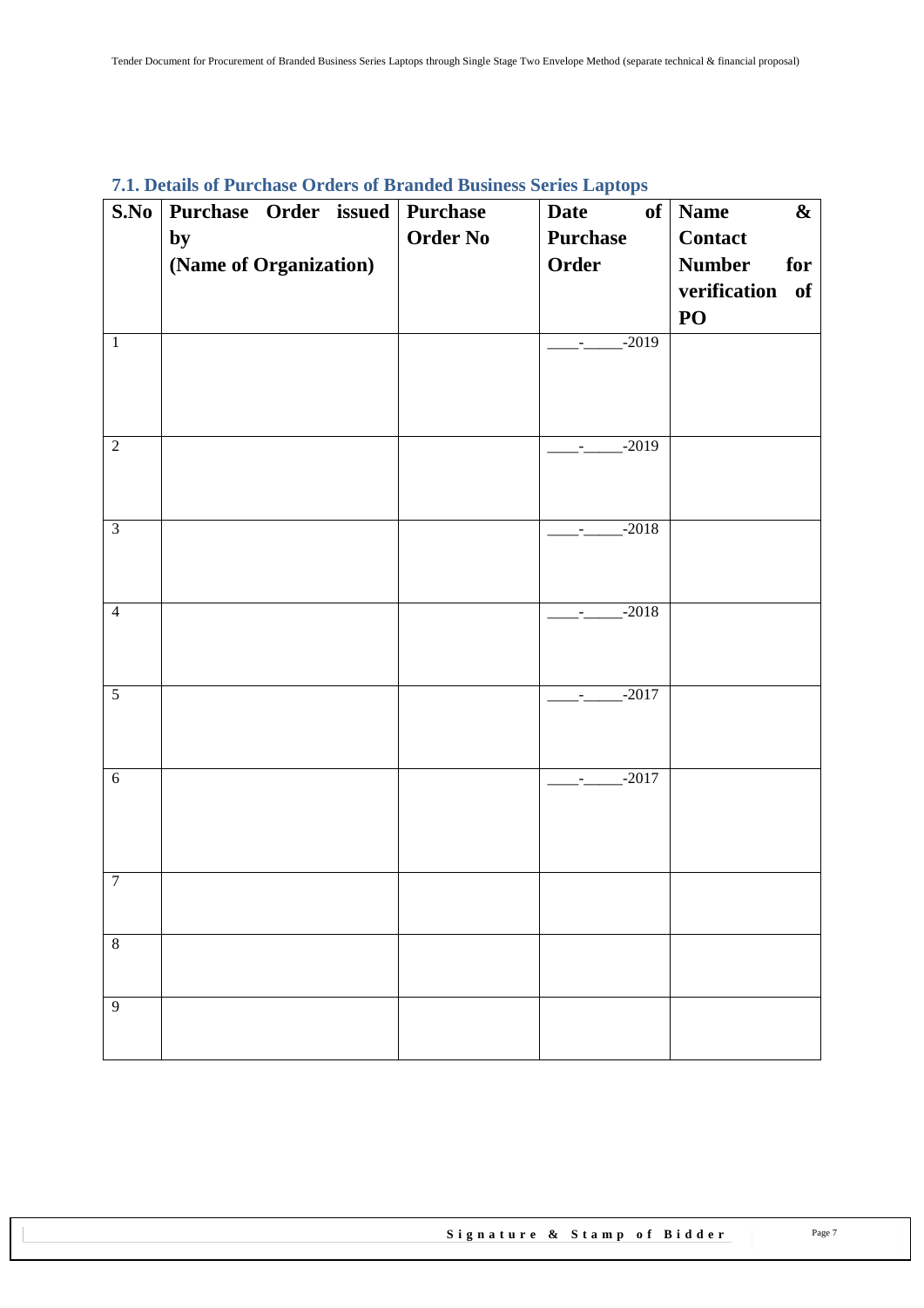### 7.1. Details of Purchase Orders of Branded Business Series Laptops

| S.No | Purchase Order issued by (Name of Organization) | Purchase Order No | Date of Purchase Order | Name & Contact Number for verification of PO |
|---|---|---|---|---|
| 1 | | | ____-_____-2019 | |
| 2 | | | ____-_____-2019 | |
| 3 | | | ____-_____-2018 | |
| 4 | | | ____-_____-2018 | |
| 5 | | | ____-_____-2017 | |
| 6 | | | ____-_____-2017 | |
| 7 | | | | |
| 8 | | | | |
| 9 | | | | |

**Signature & Stamp of Bidder**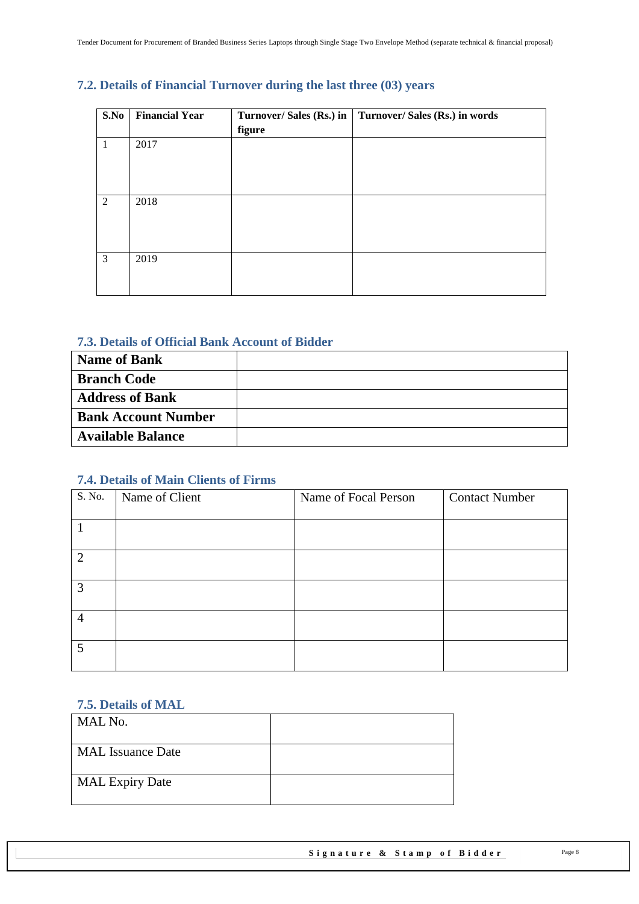## 7.2. Details of Financial Turnover during the last three (03) years

| S.No | Financial Year | Turnover/ Sales (Rs.) in figure | Turnover/ Sales (Rs.) in words |
|---|---|---|---|
| 1 | 2017 | | |
| 2 | 2018 | | |
| 3 | 2019 | | |

## 7.3. Details of Official Bank Account of Bidder

| | |
|---|---|
| **Name of Bank** | |
| **Branch Code** | |
| **Address of Bank** | |
| **Bank Account Number** | |
| **Available Balance** | |

## 7.4. Details of Main Clients of Firms

| S. No. | Name of Client | Name of Focal Person | Contact Number |
|---|---|---|---|
| 1 | | | |
| 2 | | | |
| 3 | | | |
| 4 | | | |
| 5 | | | |

## 7.5. Details of MAL

| | |
|---|---|
| MAL No. | |
| MAL Issuance Date | |
| MAL Expiry Date | |

**Signature & Stamp of Bidder**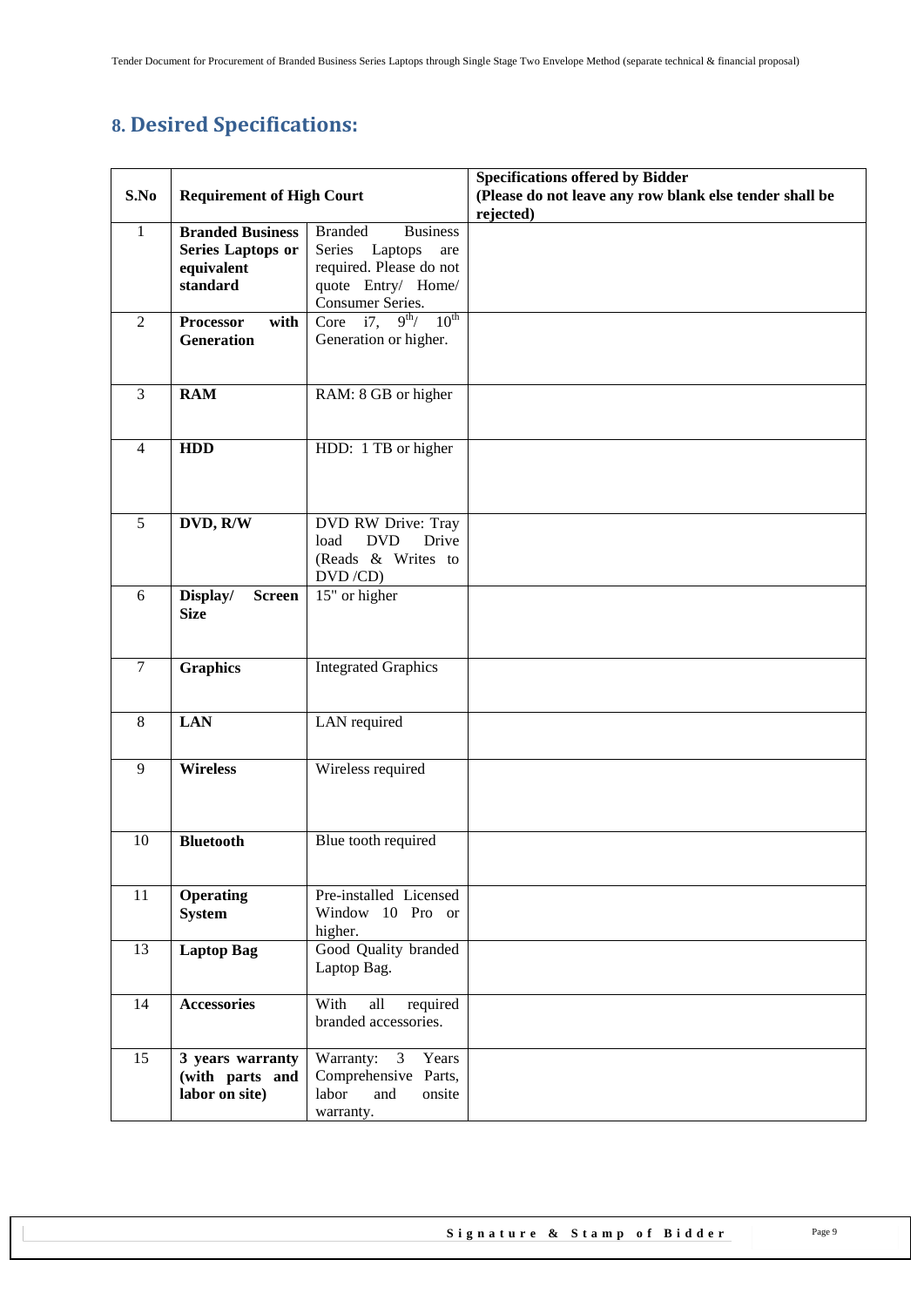## 8. Desired Specifications:

| S.No | Requirement of High Court | | Specifications offered by Bidder (Please do not leave any row blank else tender shall be rejected) |
|---|---|---|---|
| 1 | **Branded Business Series Laptops or equivalent standard** | Branded Business Series Laptops are required. Please do not quote Entry/ Home/ Consumer Series. | |
| 2 | **Processor with Generation** | Core i7, 9th/ 10th Generation or higher. | |
| 3 | **RAM** | RAM: 8 GB or higher | |
| 4 | **HDD** | HDD: 1 TB or higher | |
| 5 | **DVD, R/W** | DVD RW Drive: Tray load DVD Drive (Reads & Writes to DVD /CD) | |
| 6 | **Display/ Screen Size** | 15" or higher | |
| 7 | **Graphics** | Integrated Graphics | |
| 8 | **LAN** | LAN required | |
| 9 | **Wireless** | Wireless required | |
| 10 | **Bluetooth** | Blue tooth required | |
| 11 | **Operating System** | Pre-installed Licensed Window 10 Pro or higher. | |
| 13 | **Laptop Bag** | Good Quality branded Laptop Bag. | |
| 14 | **Accessories** | With all required branded accessories. | |
| 15 | **3 years warranty (with parts and labor on site)** | Warranty: 3 Years Comprehensive Parts, labor and onsite warranty. | |

**Signature & Stamp of Bidder**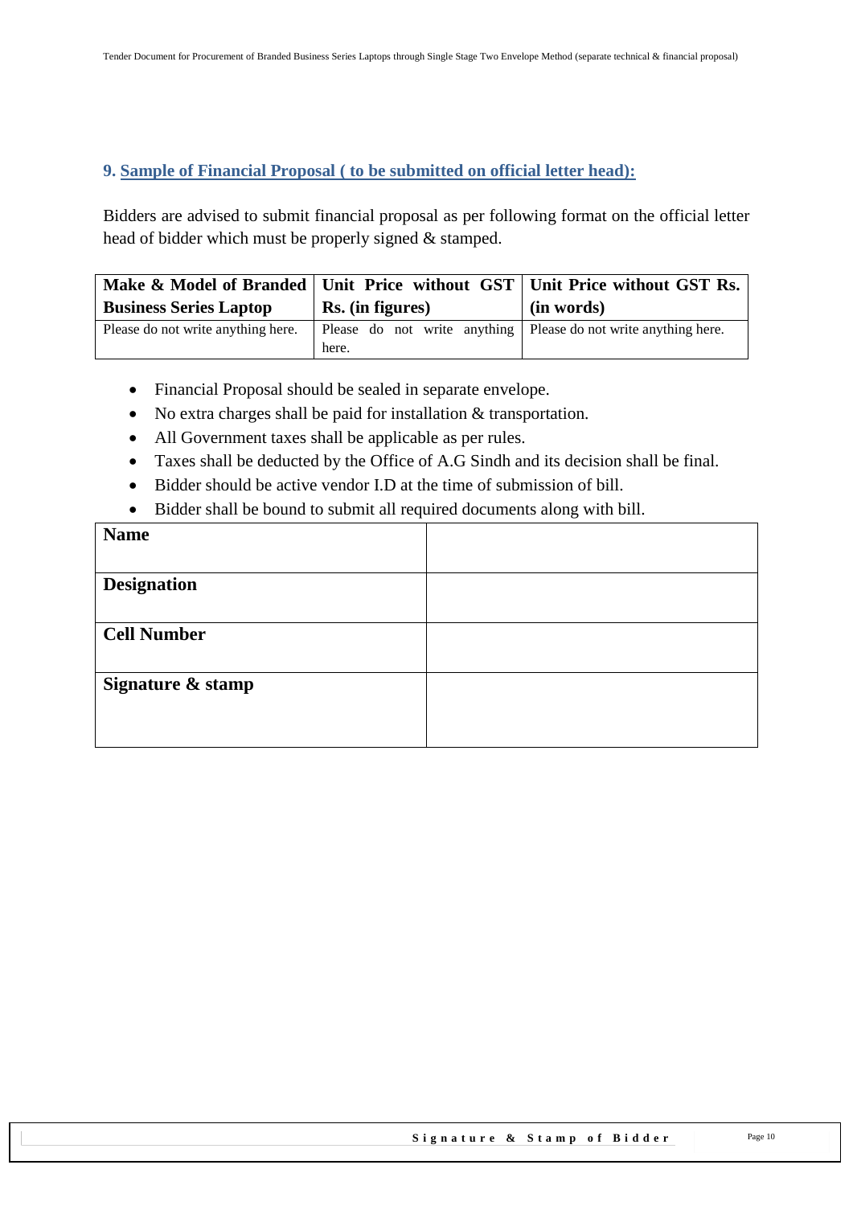## 9. Sample of Financial Proposal ( to be submitted on official letter head):

Bidders are advised to submit financial proposal as per following format on the official letter head of bidder which must be properly signed & stamped.

| Make & Model of Branded Business Series Laptop | Unit Price without GST Rs. (in figures) | Unit Price without GST Rs. (in words) |
|---|---|---|
| Please do not write anything here. | Please do not write anything here. | Please do not write anything here. |

- Financial Proposal should be sealed in separate envelope.
- No extra charges shall be paid for installation & transportation.
- All Government taxes shall be applicable as per rules.
- Taxes shall be deducted by the Office of A.G Sindh and its decision shall be final.
- Bidder should be active vendor I.D at the time of submission of bill.
- Bidder shall be bound to submit all required documents along with bill.

| **Name** | |
|---|---|
| **Designation** | |
| **Cell Number** | |
| **Signature & stamp** | |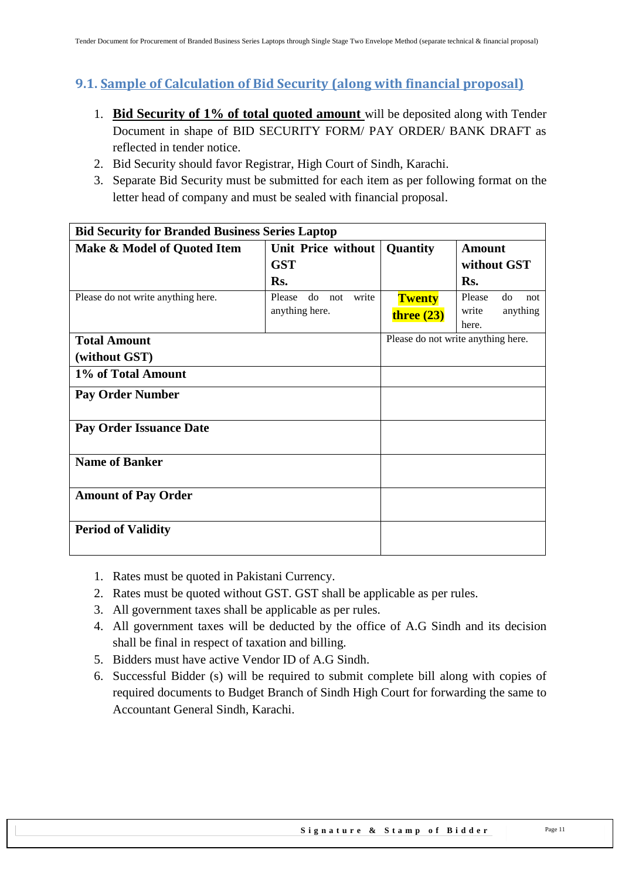## 9.1. Sample of Calculation of Bid Security (along with financial proposal)

1. **Bid Security of 1% of total quoted amount** will be deposited along with Tender Document in shape of BID SECURITY FORM/ PAY ORDER/ BANK DRAFT as reflected in tender notice.
2. Bid Security should favor Registrar, High Court of Sindh, Karachi.
3. Separate Bid Security must be submitted for each item as per following format on the letter head of company and must be sealed with financial proposal.

| **Bid Security for Branded Business Series Laptop** | | | |
|---|---|---|---|
| **Make & Model of Quoted Item** | **Unit Price without GST Rs.** | **Quantity** | **Amount without GST Rs.** |
| Please do not write anything here. | Please do not write anything here. | **Twenty three (23)** | Please do not write anything here. |
| **Total Amount (without GST)** | | Please do not write anything here. | |
| **1% of Total Amount** | | | |
| **Pay Order Number** | | | |
| **Pay Order Issuance Date** | | | |
| **Name of Banker** | | | |
| **Amount of Pay Order** | | | |
| **Period of Validity** | | | |

1. Rates must be quoted in Pakistani Currency.
2. Rates must be quoted without GST. GST shall be applicable as per rules.
3. All government taxes shall be applicable as per rules.
4. All government taxes will be deducted by the office of A.G Sindh and its decision shall be final in respect of taxation and billing.
5. Bidders must have active Vendor ID of A.G Sindh.
6. Successful Bidder (s) will be required to submit complete bill along with copies of required documents to Budget Branch of Sindh High Court for forwarding the same to Accountant General Sindh, Karachi.

**Signature & Stamp of Bidder**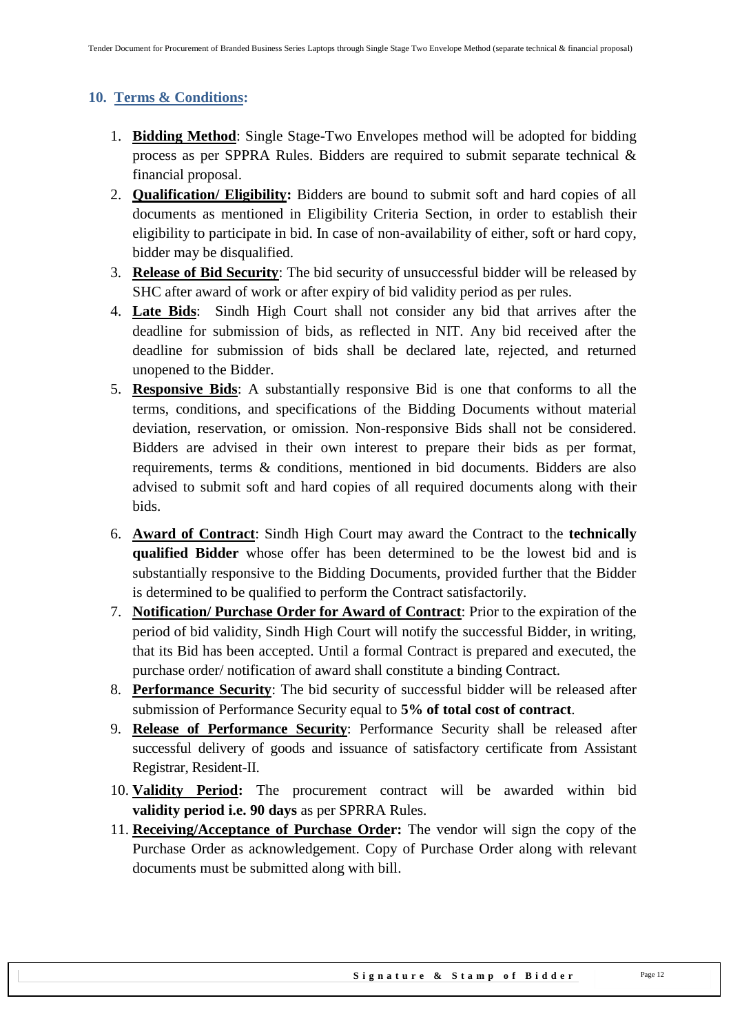## 10. Terms & Conditions:

1. **Bidding Method**: Single Stage-Two Envelopes method will be adopted for bidding process as per SPPRA Rules. Bidders are required to submit separate technical & financial proposal.
2. **Qualification/ Eligibility:** Bidders are bound to submit soft and hard copies of all documents as mentioned in Eligibility Criteria Section, in order to establish their eligibility to participate in bid. In case of non-availability of either, soft or hard copy, bidder may be disqualified.
3. **Release of Bid Security**: The bid security of unsuccessful bidder will be released by SHC after award of work or after expiry of bid validity period as per rules.
4. **Late Bids**: Sindh High Court shall not consider any bid that arrives after the deadline for submission of bids, as reflected in NIT. Any bid received after the deadline for submission of bids shall be declared late, rejected, and returned unopened to the Bidder.
5. **Responsive Bids**: A substantially responsive Bid is one that conforms to all the terms, conditions, and specifications of the Bidding Documents without material deviation, reservation, or omission. Non-responsive Bids shall not be considered. Bidders are advised in their own interest to prepare their bids as per format, requirements, terms & conditions, mentioned in bid documents. Bidders are also advised to submit soft and hard copies of all required documents along with their bids.
6. **Award of Contract**: Sindh High Court may award the Contract to the **technically qualified Bidder** whose offer has been determined to be the lowest bid and is substantially responsive to the Bidding Documents, provided further that the Bidder is determined to be qualified to perform the Contract satisfactorily.
7. **Notification/ Purchase Order for Award of Contract**: Prior to the expiration of the period of bid validity, Sindh High Court will notify the successful Bidder, in writing, that its Bid has been accepted. Until a formal Contract is prepared and executed, the purchase order/ notification of award shall constitute a binding Contract.
8. **Performance Security**: The bid security of successful bidder will be released after submission of Performance Security equal to **5% of total cost of contract**.
9. **Release of Performance Security**: Performance Security shall be released after successful delivery of goods and issuance of satisfactory certificate from Assistant Registrar, Resident-II.
10. **Validity Period:** The procurement contract will be awarded within bid **validity period i.e. 90 days** as per SPRRA Rules.
11. **Receiving/Acceptance of Purchase Order:** The vendor will sign the copy of the Purchase Order as acknowledgement. Copy of Purchase Order along with relevant documents must be submitted along with bill.

Signature & Stamp of Bidder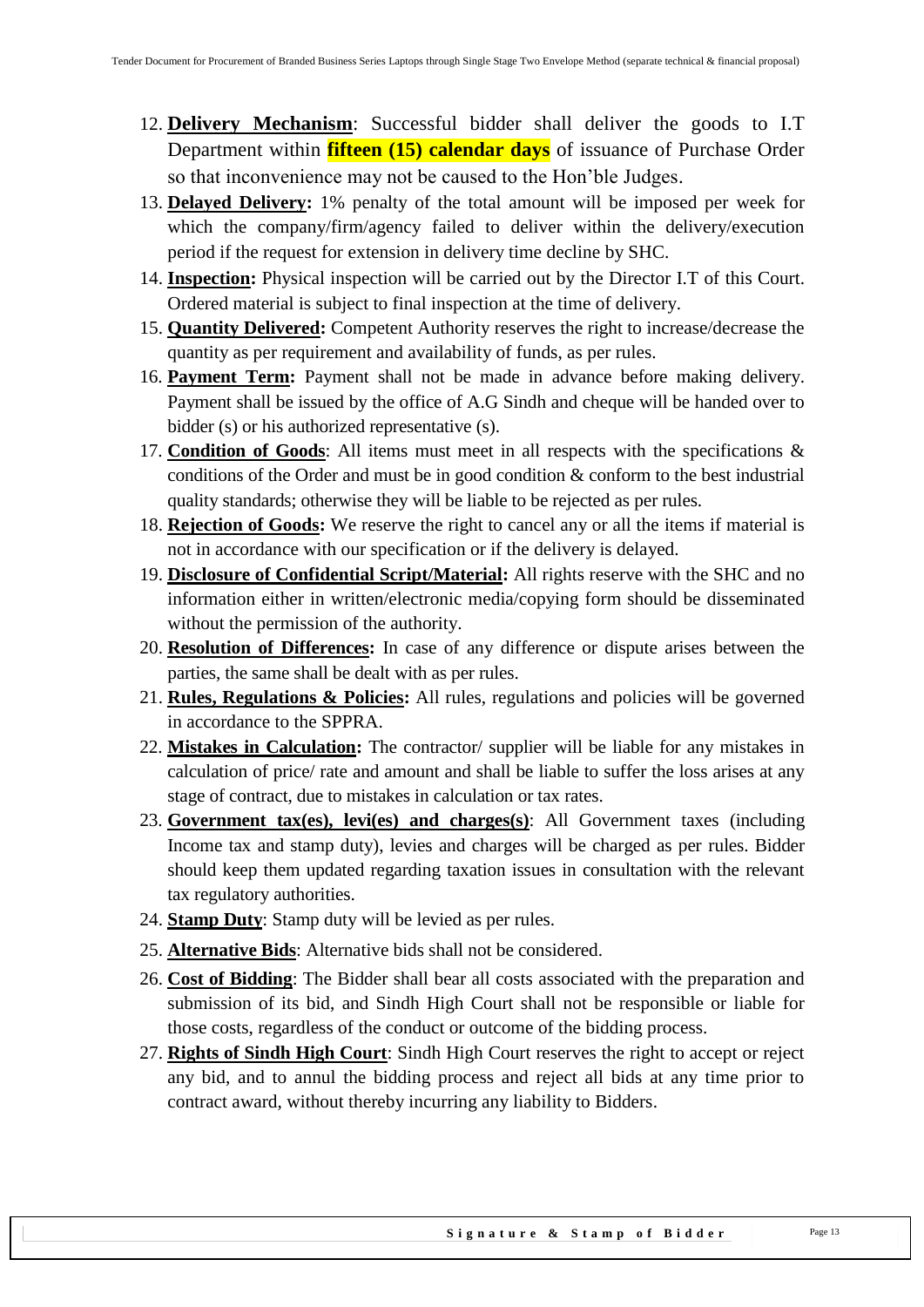12. **Delivery Mechanism**: Successful bidder shall deliver the goods to I.T Department within **fifteen (15) calendar days** of issuance of Purchase Order so that inconvenience may not be caused to the Hon'ble Judges.
13. **Delayed Delivery:** 1% penalty of the total amount will be imposed per week for which the company/firm/agency failed to deliver within the delivery/execution period if the request for extension in delivery time decline by SHC.
14. **Inspection:** Physical inspection will be carried out by the Director I.T of this Court. Ordered material is subject to final inspection at the time of delivery.
15. **Quantity Delivered:** Competent Authority reserves the right to increase/decrease the quantity as per requirement and availability of funds, as per rules.
16. **Payment Term:** Payment shall not be made in advance before making delivery. Payment shall be issued by the office of A.G Sindh and cheque will be handed over to bidder (s) or his authorized representative (s).
17. **Condition of Goods**: All items must meet in all respects with the specifications & conditions of the Order and must be in good condition & conform to the best industrial quality standards; otherwise they will be liable to be rejected as per rules.
18. **Rejection of Goods:** We reserve the right to cancel any or all the items if material is not in accordance with our specification or if the delivery is delayed.
19. **Disclosure of Confidential Script/Material:** All rights reserve with the SHC and no information either in written/electronic media/copying form should be disseminated without the permission of the authority.
20. **Resolution of Differences:** In case of any difference or dispute arises between the parties, the same shall be dealt with as per rules.
21. **Rules, Regulations & Policies:** All rules, regulations and policies will be governed in accordance to the SPPRA.
22. **Mistakes in Calculation:** The contractor/ supplier will be liable for any mistakes in calculation of price/ rate and amount and shall be liable to suffer the loss arises at any stage of contract, due to mistakes in calculation or tax rates.
23. **Government tax(es), levi(es) and charges(s)**: All Government taxes (including Income tax and stamp duty), levies and charges will be charged as per rules. Bidder should keep them updated regarding taxation issues in consultation with the relevant tax regulatory authorities.
24. **Stamp Duty**: Stamp duty will be levied as per rules.
25. **Alternative Bids**: Alternative bids shall not be considered.
26. **Cost of Bidding**: The Bidder shall bear all costs associated with the preparation and submission of its bid, and Sindh High Court shall not be responsible or liable for those costs, regardless of the conduct or outcome of the bidding process.
27. **Rights of Sindh High Court**: Sindh High Court reserves the right to accept or reject any bid, and to annul the bidding process and reject all bids at any time prior to contract award, without thereby incurring any liability to Bidders.

**Signature & Stamp of Bidder**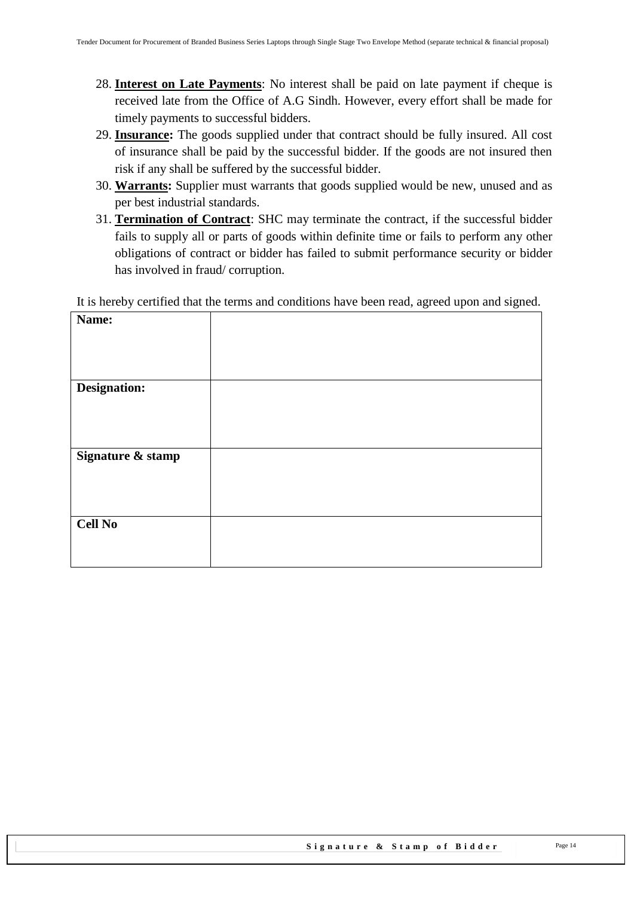28. **Interest on Late Payments**: No interest shall be paid on late payment if cheque is received late from the Office of A.G Sindh. However, every effort shall be made for timely payments to successful bidders.
29. **Insurance:** The goods supplied under that contract should be fully insured. All cost of insurance shall be paid by the successful bidder. If the goods are not insured then risk if any shall be suffered by the successful bidder.
30. **Warrants:** Supplier must warrants that goods supplied would be new, unused and as per best industrial standards.
31. **Termination of Contract**: SHC may terminate the contract, if the successful bidder fails to supply all or parts of goods within definite time or fails to perform any other obligations of contract or bidder has failed to submit performance security or bidder has involved in fraud/ corruption.

It is hereby certified that the terms and conditions have been read, agreed upon and signed.

| | |
|---|---|
| **Name:** | |
| **Designation:** | |
| **Signature & stamp** | |
| **Cell No** | |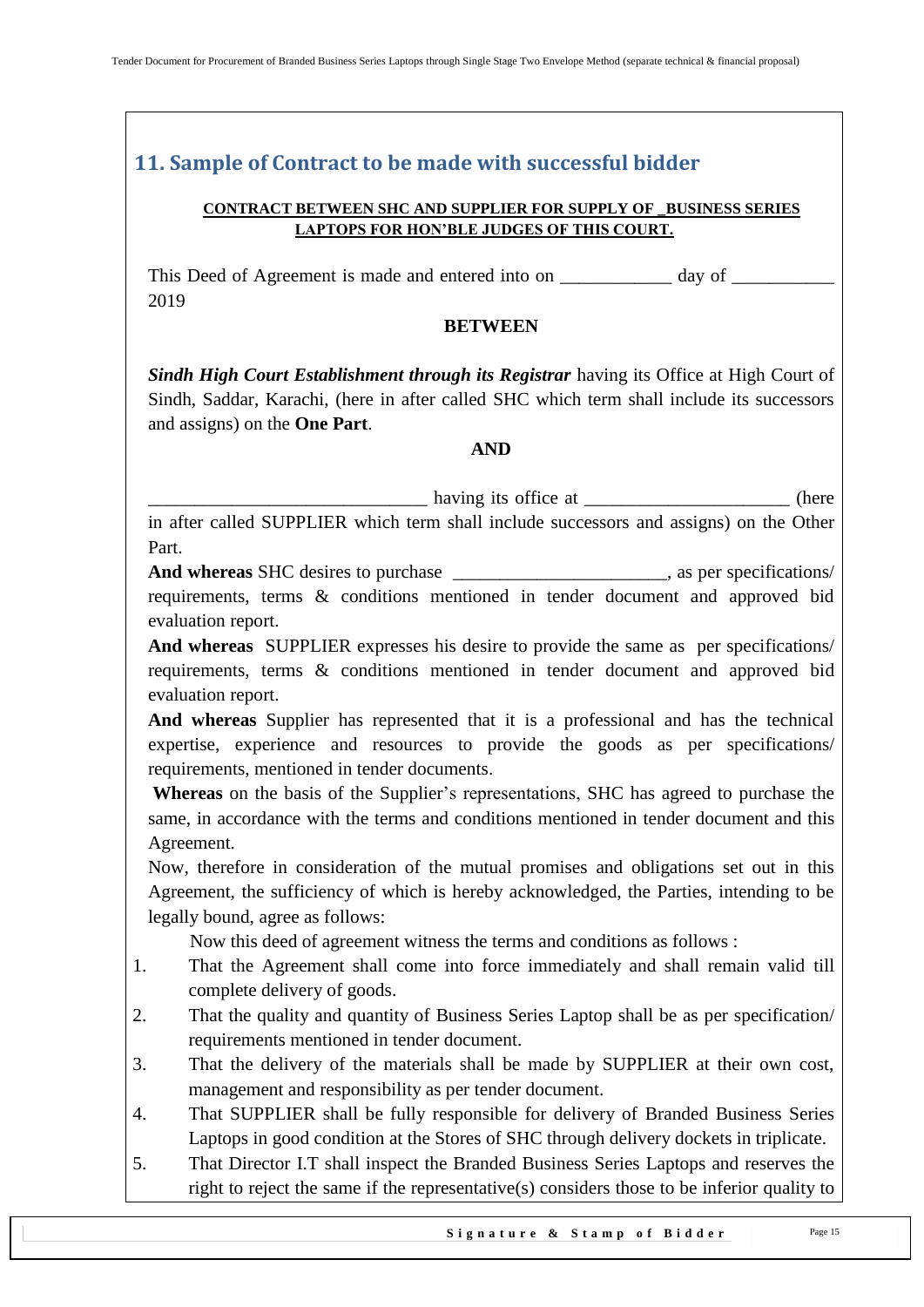## 11. Sample of Contract to be made with successful bidder

**CONTRACT BETWEEN SHC AND SUPPLIER FOR SUPPLY OF _BUSINESS SERIES LAPTOPS FOR HON'BLE JUDGES OF THIS COURT.**

This Deed of Agreement is made and entered into on ____________ day of ___________ 2019

**BETWEEN**

***Sindh High Court Establishment through its Registrar*** having its Office at High Court of Sindh, Saddar, Karachi, (here in after called SHC which term shall include its successors and assigns) on the **One Part**.

**AND**

______________________________ having its office at ______________________ (here in after called SUPPLIER which term shall include successors and assigns) on the Other Part.

**And whereas** SHC desires to purchase _______________________, as per specifications/ requirements, terms & conditions mentioned in tender document and approved bid evaluation report.

**And whereas** SUPPLIER expresses his desire to provide the same as per specifications/ requirements, terms & conditions mentioned in tender document and approved bid evaluation report.

**And whereas** Supplier has represented that it is a professional and has the technical expertise, experience and resources to provide the goods as per specifications/ requirements, mentioned in tender documents.

**Whereas** on the basis of the Supplier's representations, SHC has agreed to purchase the same, in accordance with the terms and conditions mentioned in tender document and this Agreement.

Now, therefore in consideration of the mutual promises and obligations set out in this Agreement, the sufficiency of which is hereby acknowledged, the Parties, intending to be legally bound, agree as follows:

Now this deed of agreement witness the terms and conditions as follows :

1. That the Agreement shall come into force immediately and shall remain valid till complete delivery of goods.
2. That the quality and quantity of Business Series Laptop shall be as per specification/ requirements mentioned in tender document.
3. That the delivery of the materials shall be made by SUPPLIER at their own cost, management and responsibility as per tender document.
4. That SUPPLIER shall be fully responsible for delivery of Branded Business Series Laptops in good condition at the Stores of SHC through delivery dockets in triplicate.
5. That Director I.T shall inspect the Branded Business Series Laptops and reserves the right to reject the same if the representative(s) considers those to be inferior quality to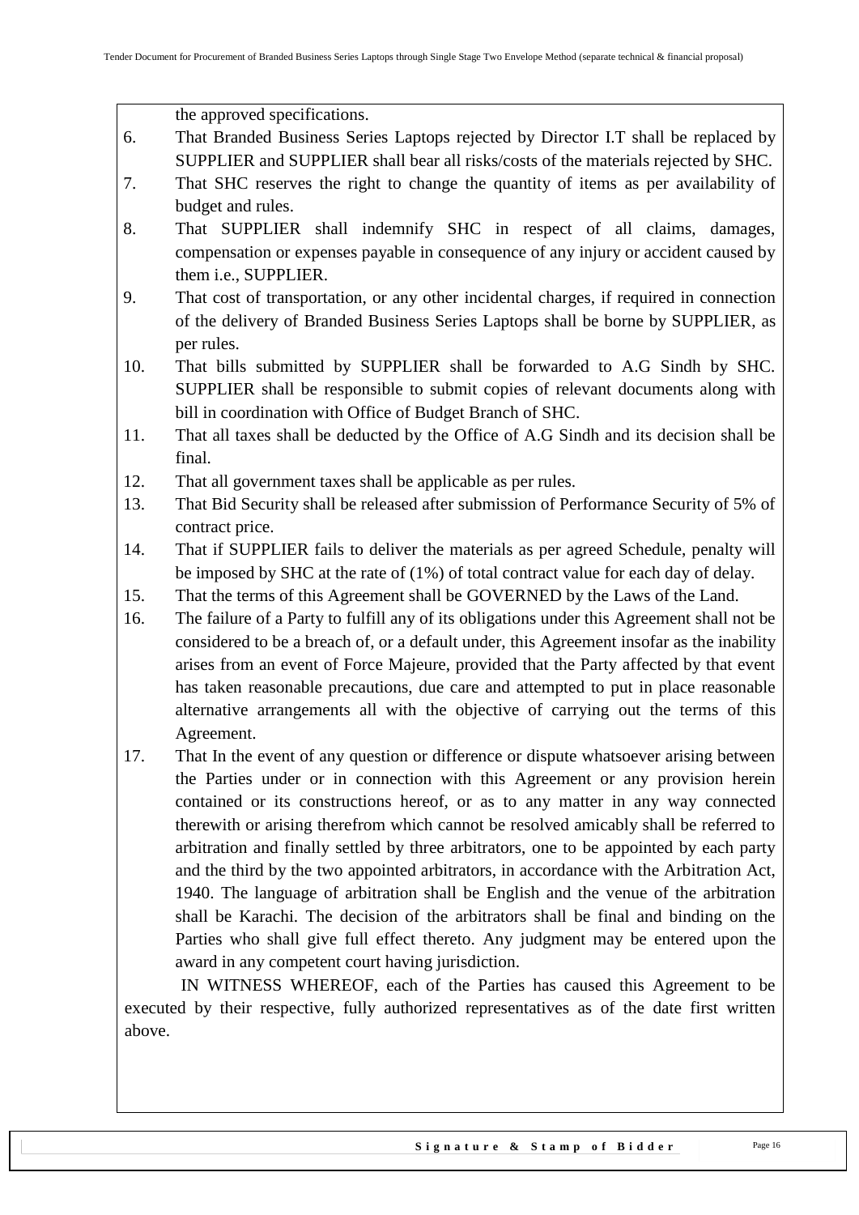the approved specifications.

6. That Branded Business Series Laptops rejected by Director I.T shall be replaced by SUPPLIER and SUPPLIER shall bear all risks/costs of the materials rejected by SHC.
7. That SHC reserves the right to change the quantity of items as per availability of budget and rules.
8. That SUPPLIER shall indemnify SHC in respect of all claims, damages, compensation or expenses payable in consequence of any injury or accident caused by them i.e., SUPPLIER.
9. That cost of transportation, or any other incidental charges, if required in connection of the delivery of Branded Business Series Laptops shall be borne by SUPPLIER, as per rules.
10. That bills submitted by SUPPLIER shall be forwarded to A.G Sindh by SHC. SUPPLIER shall be responsible to submit copies of relevant documents along with bill in coordination with Office of Budget Branch of SHC.
11. That all taxes shall be deducted by the Office of A.G Sindh and its decision shall be final.
12. That all government taxes shall be applicable as per rules.
13. That Bid Security shall be released after submission of Performance Security of 5% of contract price.
14. That if SUPPLIER fails to deliver the materials as per agreed Schedule, penalty will be imposed by SHC at the rate of (1%) of total contract value for each day of delay.
15. That the terms of this Agreement shall be GOVERNED by the Laws of the Land.
16. The failure of a Party to fulfill any of its obligations under this Agreement shall not be considered to be a breach of, or a default under, this Agreement insofar as the inability arises from an event of Force Majeure, provided that the Party affected by that event has taken reasonable precautions, due care and attempted to put in place reasonable alternative arrangements all with the objective of carrying out the terms of this Agreement.
17. That In the event of any question or difference or dispute whatsoever arising between the Parties under or in connection with this Agreement or any provision herein contained or its constructions hereof, or as to any matter in any way connected therewith or arising therefrom which cannot be resolved amicably shall be referred to arbitration and finally settled by three arbitrators, one to be appointed by each party and the third by the two appointed arbitrators, in accordance with the Arbitration Act, 1940. The language of arbitration shall be English and the venue of the arbitration shall be Karachi. The decision of the arbitrators shall be final and binding on the Parties who shall give full effect thereto. Any judgment may be entered upon the award in any competent court having jurisdiction.

IN WITNESS WHEREOF, each of the Parties has caused this Agreement to be executed by their respective, fully authorized representatives as of the date first written above.

**Signature & Stamp of Bidder**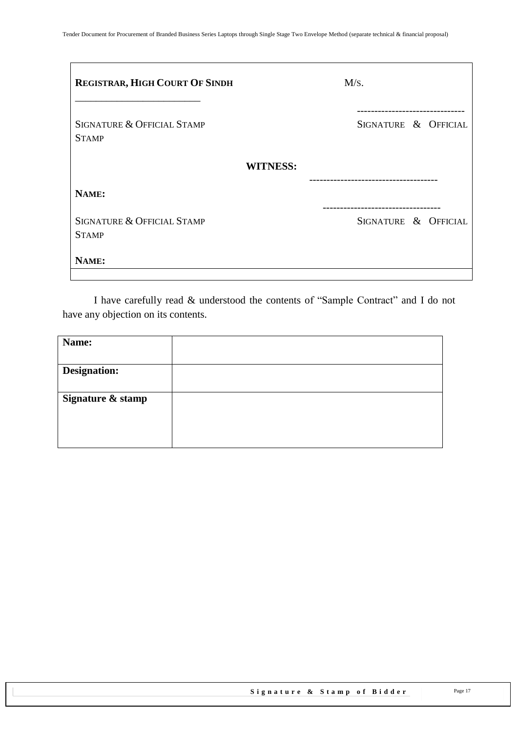| **REGISTRAR, HIGH COURT OF SINDH** | M/S. |
| --- | --- |
| _________________________ | ------------------------------- |
| SIGNATURE & OFFICIAL STAMP | SIGNATURE & OFFICIAL STAMP |
| **WITNESS:** | |
| | ------------------------------------ |
| **NAME:** | |
| | ---------------------------------- |
| SIGNATURE & OFFICIAL STAMP | SIGNATURE & OFFICIAL STAMP |
| **NAME:** | |

I have carefully read & understood the contents of "Sample Contract" and I do not have any objection on its contents.

| **Name:** | |
| --- | --- |
| **Designation:** | |
| **Signature & stamp** | |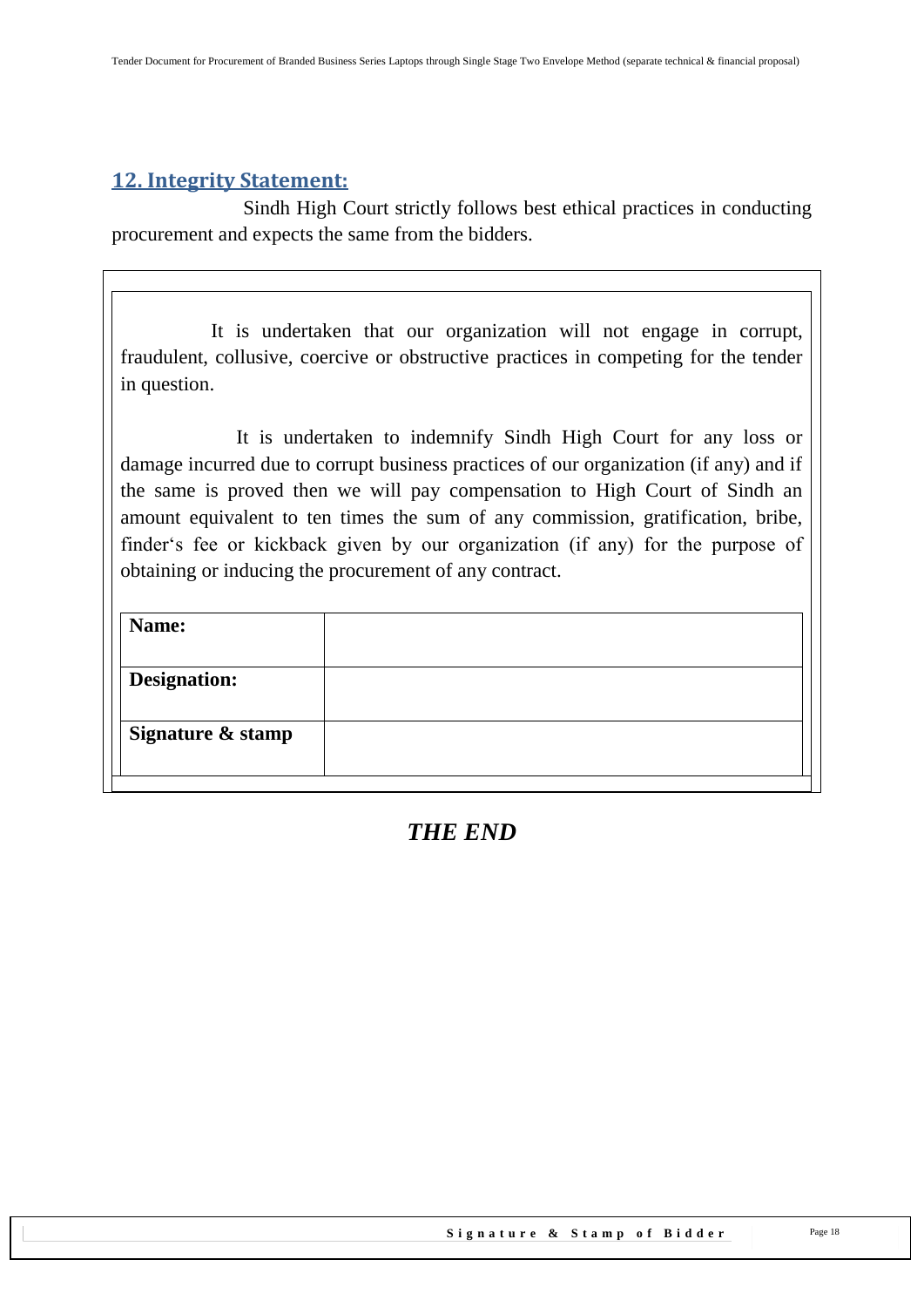## 12. Integrity Statement:

Sindh High Court strictly follows best ethical practices in conducting procurement and expects the same from the bidders.

It is undertaken that our organization will not engage in corrupt, fraudulent, collusive, coercive or obstructive practices in competing for the tender in question.

It is undertaken to indemnify Sindh High Court for any loss or damage incurred due to corrupt business practices of our organization (if any) and if the same is proved then we will pay compensation to High Court of Sindh an amount equivalent to ten times the sum of any commission, gratification, bribe, finder's fee or kickback given by our organization (if any) for the purpose of obtaining or inducing the procurement of any contract.

| | |
|---|---|
| **Name:** | |
| **Designation:** | |
| **Signature & stamp** | |

***THE END***

**Signature & Stamp of Bidder**